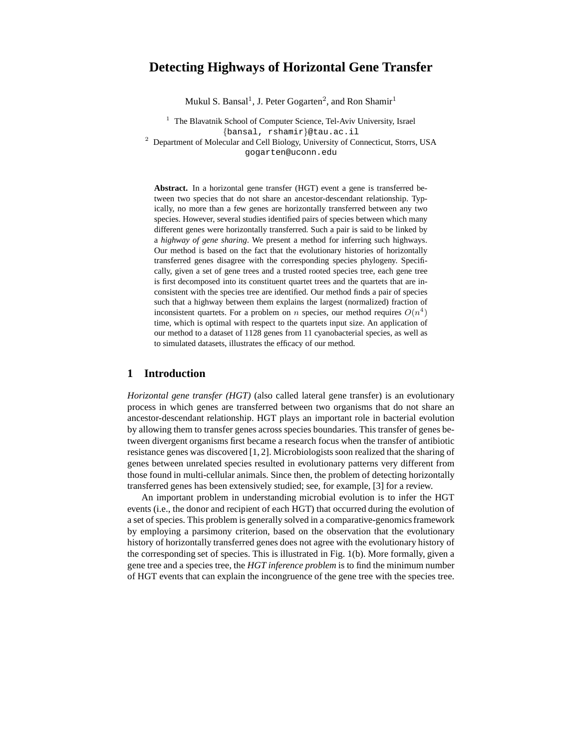# Detecting Highways of Horizontal Gene Transfer

Mukul S. Bansal[1], J. Peter Gogarten[2], and Ron Shamir[1]

[1] The Blavatnik School of Computer Science, Tel-Aviv University, Israel
{bansal, rshamir}@tau.ac.il

[2] Department of Molecular and Cell Biology, University of Connecticut, Storrs, USA
gogarten@uconn.edu

**Abstract.** In a horizontal gene transfer (HGT) event a gene is transferred between two species that do not share an ancestor-descendant relationship. Typically, no more than a few genes are horizontally transferred between any two species. However, several studies identified pairs of species between which many different genes were horizontally transferred. Such a pair is said to be linked by a *highway of gene sharing*. We present a method for inferring such highways. Our method is based on the fact that the evolutionary histories of horizontally transferred genes disagree with the corresponding species phylogeny. Specifically, given a set of gene trees and a trusted rooted species tree, each gene tree is first decomposed into its constituent quartet trees and the quartets that are inconsistent with the species tree are identified. Our method finds a pair of species such that a highway between them explains the largest (normalized) fraction of inconsistent quartets. For a problem on $n$ species, our method requires $O(n^4)$ time, which is optimal with respect to the quartets input size. An application of our method to a dataset of 1128 genes from 11 cyanobacterial species, as well as to simulated datasets, illustrates the efficacy of our method.

## 1 Introduction

*Horizontal gene transfer (HGT)* (also called lateral gene transfer) is an evolutionary process in which genes are transferred between two organisms that do not share an ancestor-descendant relationship. HGT plays an important role in bacterial evolution by allowing them to transfer genes across species boundaries. This transfer of genes between divergent organisms first became a research focus when the transfer of antibiotic resistance genes was discovered [1, 2]. Microbiologists soon realized that the sharing of genes between unrelated species resulted in evolutionary patterns very different from those found in multi-cellular animals. Since then, the problem of detecting horizontally transferred genes has been extensively studied; see, for example, [3] for a review.

An important problem in understanding microbial evolution is to infer the HGT events (i.e., the donor and recipient of each HGT) that occurred during the evolution of a set of species. This problem is generally solved in a comparative-genomics framework by employing a parsimony criterion, based on the observation that the evolutionary history of horizontally transferred genes does not agree with the evolutionary history of the corresponding set of species. This is illustrated in Fig. 1(b). More formally, given a gene tree and a species tree, the *HGT inference problem* is to find the minimum number of HGT events that can explain the incongruence of the gene tree with the species tree.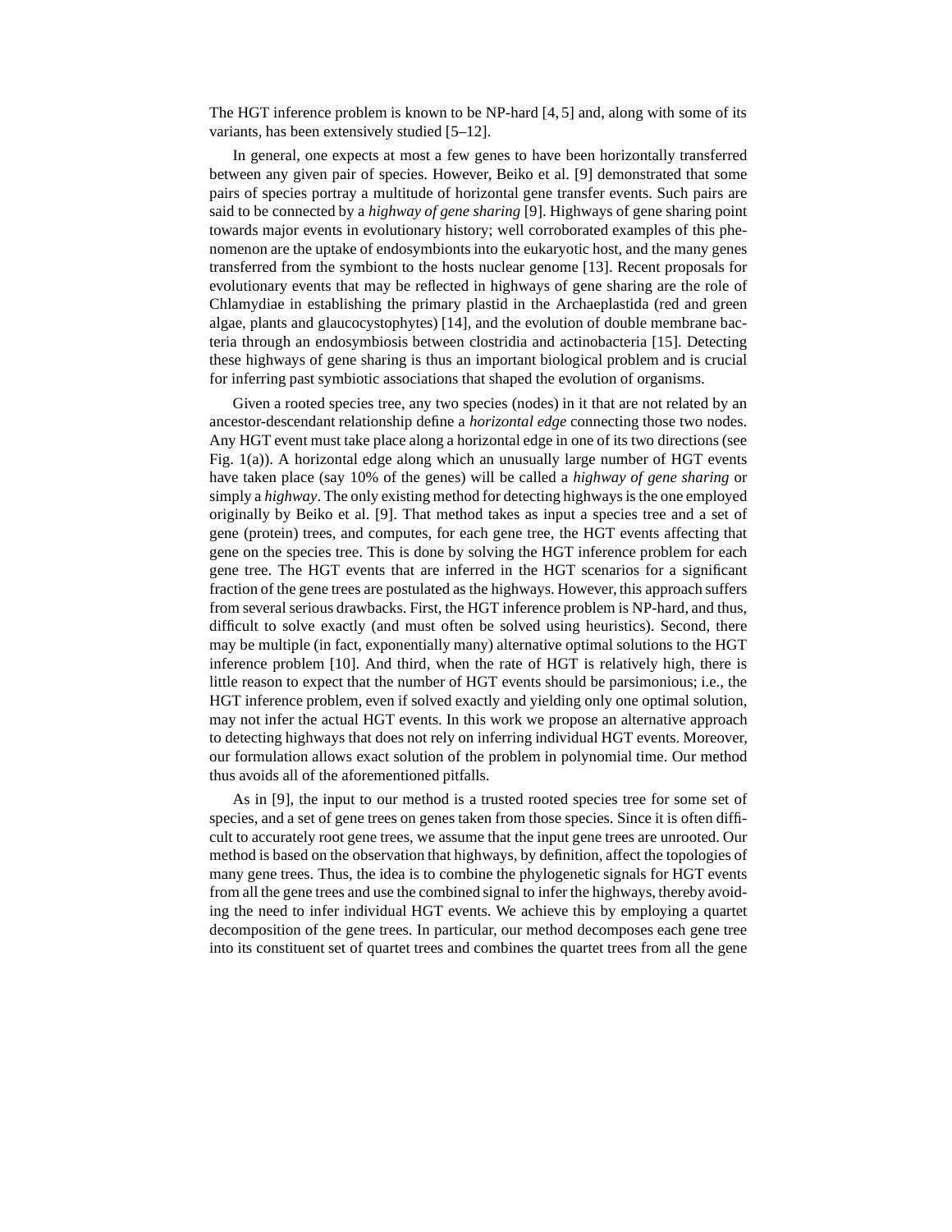The HGT inference problem is known to be NP-hard [4, 5] and, along with some of its variants, has been extensively studied [5–12].

In general, one expects at most a few genes to have been horizontally transferred between any given pair of species. However, Beiko et al. [9] demonstrated that some pairs of species portray a multitude of horizontal gene transfer events. Such pairs are said to be connected by a *highway of gene sharing* [9]. Highways of gene sharing point towards major events in evolutionary history; well corroborated examples of this phenomenon are the uptake of endosymbionts into the eukaryotic host, and the many genes transferred from the symbiont to the hosts nuclear genome [13]. Recent proposals for evolutionary events that may be reflected in highways of gene sharing are the role of Chlamydiae in establishing the primary plastid in the Archaeplastida (red and green algae, plants and glaucocystophytes) [14], and the evolution of double membrane bacteria through an endosymbiosis between clostridia and actinobacteria [15]. Detecting these highways of gene sharing is thus an important biological problem and is crucial for inferring past symbiotic associations that shaped the evolution of organisms.

Given a rooted species tree, any two species (nodes) in it that are not related by an ancestor-descendant relationship define a *horizontal edge* connecting those two nodes. Any HGT event must take place along a horizontal edge in one of its two directions (see Fig. 1(a)). A horizontal edge along which an unusually large number of HGT events have taken place (say 10% of the genes) will be called a *highway of gene sharing* or simply a *highway*. The only existing method for detecting highways is the one employed originally by Beiko et al. [9]. That method takes as input a species tree and a set of gene (protein) trees, and computes, for each gene tree, the HGT events affecting that gene on the species tree. This is done by solving the HGT inference problem for each gene tree. The HGT events that are inferred in the HGT scenarios for a significant fraction of the gene trees are postulated as the highways. However, this approach suffers from several serious drawbacks. First, the HGT inference problem is NP-hard, and thus, difficult to solve exactly (and must often be solved using heuristics). Second, there may be multiple (in fact, exponentially many) alternative optimal solutions to the HGT inference problem [10]. And third, when the rate of HGT is relatively high, there is little reason to expect that the number of HGT events should be parsimonious; i.e., the HGT inference problem, even if solved exactly and yielding only one optimal solution, may not infer the actual HGT events. In this work we propose an alternative approach to detecting highways that does not rely on inferring individual HGT events. Moreover, our formulation allows exact solution of the problem in polynomial time. Our method thus avoids all of the aforementioned pitfalls.

As in [9], the input to our method is a trusted rooted species tree for some set of species, and a set of gene trees on genes taken from those species. Since it is often difficult to accurately root gene trees, we assume that the input gene trees are unrooted. Our method is based on the observation that highways, by definition, affect the topologies of many gene trees. Thus, the idea is to combine the phylogenetic signals for HGT events from all the gene trees and use the combined signal to infer the highways, thereby avoiding the need to infer individual HGT events. We achieve this by employing a quartet decomposition of the gene trees. In particular, our method decomposes each gene tree into its constituent set of quartet trees and combines the quartet trees from all the gene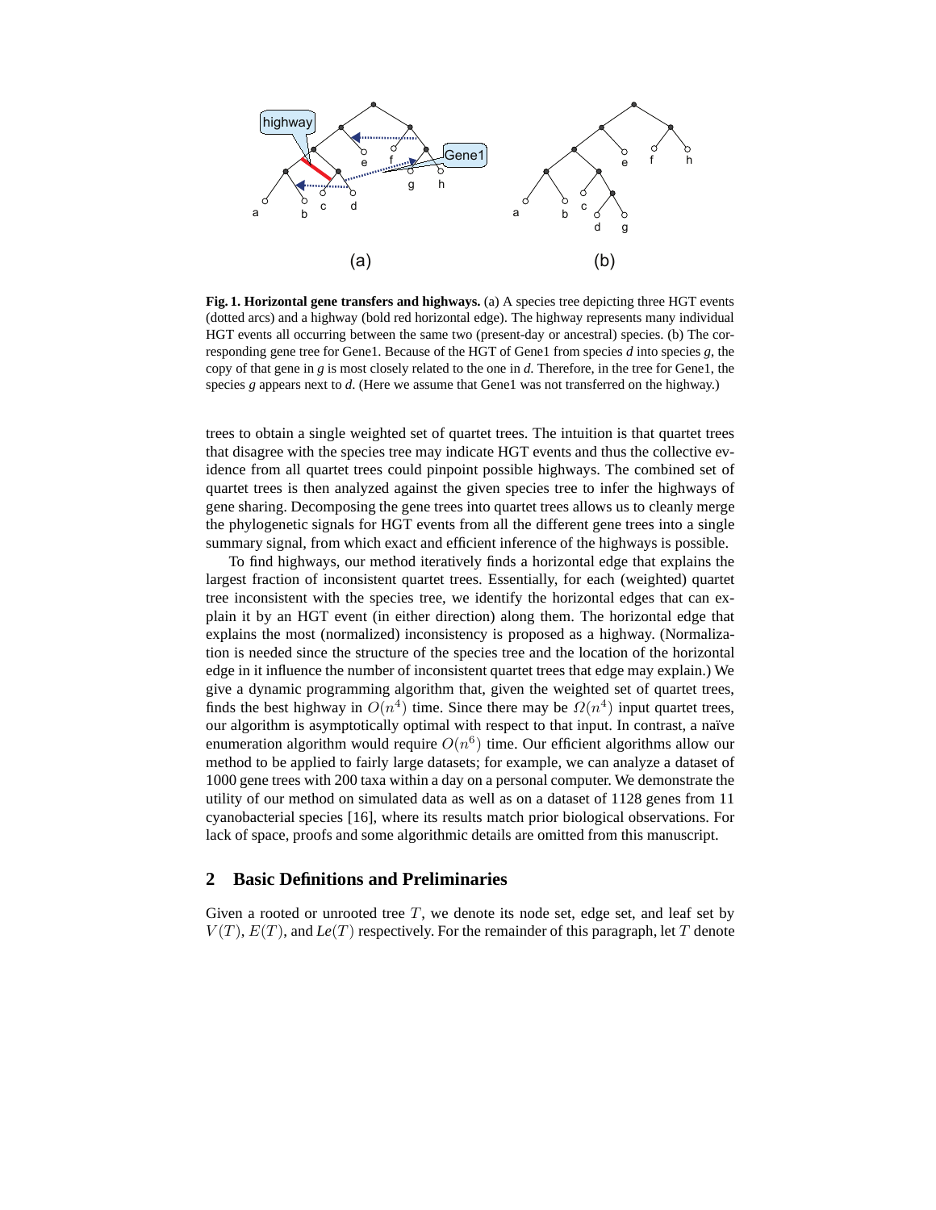highway

Gene1

a b c d e f g h

(a)

a b c d g e f h

(b)

**Fig. 1. Horizontal gene transfers and highways.** (a) A species tree depicting three HGT events (dotted arcs) and a highway (bold red horizontal edge). The highway represents many individual HGT events all occurring between the same two (present-day or ancestral) species. (b) The corresponding gene tree for Gene1. Because of the HGT of Gene1 from species *d* into species *g*, the copy of that gene in *g* is most closely related to the one in *d*. Therefore, in the tree for Gene1, the species *g* appears next to *d*. (Here we assume that Gene1 was not transferred on the highway.)

trees to obtain a single weighted set of quartet trees. The intuition is that quartet trees that disagree with the species tree may indicate HGT events and thus the collective evidence from all quartet trees could pinpoint possible highways. The combined set of quartet trees is then analyzed against the given species tree to infer the highways of gene sharing. Decomposing the gene trees into quartet trees allows us to cleanly merge the phylogenetic signals for HGT events from all the different gene trees into a single summary signal, from which exact and efficient inference of the highways is possible.

To find highways, our method iteratively finds a horizontal edge that explains the largest fraction of inconsistent quartet trees. Essentially, for each (weighted) quartet tree inconsistent with the species tree, we identify the horizontal edges that can explain it by an HGT event (in either direction) along them. The horizontal edge that explains the most (normalized) inconsistency is proposed as a highway. (Normalization is needed since the structure of the species tree and the location of the horizontal edge in it influence the number of inconsistent quartet trees that edge may explain.) We give a dynamic programming algorithm that, given the weighted set of quartet trees, finds the best highway in $O(n^4)$ time. Since there may be $\Omega(n^4)$ input quartet trees, our algorithm is asymptotically optimal with respect to that input. In contrast, a naïve enumeration algorithm would require $O(n^6)$ time. Our efficient algorithms allow our method to be applied to fairly large datasets; for example, we can analyze a dataset of 1000 gene trees with 200 taxa within a day on a personal computer. We demonstrate the utility of our method on simulated data as well as on a dataset of 1128 genes from 11 cyanobacterial species [16], where its results match prior biological observations. For lack of space, proofs and some algorithmic details are omitted from this manuscript.

## 2 Basic Definitions and Preliminaries

Given a rooted or unrooted tree $T$, we denote its node set, edge set, and leaf set by $V(T)$, $E(T)$, and $Le(T)$ respectively. For the remainder of this paragraph, let $T$ denote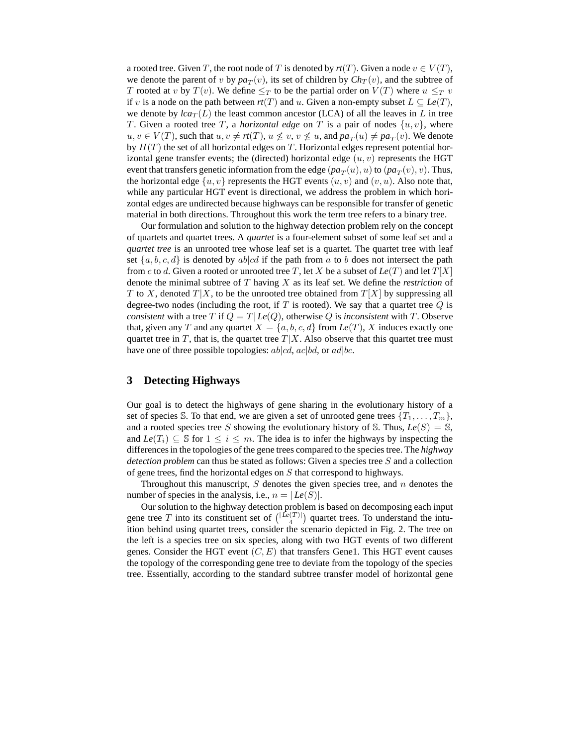a rooted tree. Given $T$, the root node of $T$ is denoted by $rt(T)$. Given a node $v \in V(T)$, we denote the parent of $v$ by $pa_T(v)$, its set of children by $Ch_T(v)$, and the subtree of $T$ rooted at $v$ by $T(v)$. We define $\leq_T$ to be the partial order on $V(T)$ where $u \leq_T v$ if $v$ is a node on the path between $rt(T)$ and $u$. Given a non-empty subset $L \subseteq Le(T)$, we denote by $lca_T(L)$ the least common ancestor (LCA) of all the leaves in $L$ in tree $T$. Given a rooted tree $T$, a *horizontal edge* on $T$ is a pair of nodes $\{u, v\}$, where $u, v \in V(T)$, such that $u, v \neq rt(T)$, $u \not\leq v$, $v \not\leq u$, and $pa_T(u) \neq pa_T(v)$. We denote by $H(T)$ the set of all horizontal edges on $T$. Horizontal edges represent potential horizontal gene transfer events; the (directed) horizontal edge $(u, v)$ represents the HGT event that transfers genetic information from the edge $(pa_T(u), u)$ to $(pa_T(v), v)$. Thus, the horizontal edge $\{u, v\}$ represents the HGT events $(u, v)$ and $(v, u)$. Also note that, while any particular HGT event is directional, we address the problem in which horizontal edges are undirected because highways can be responsible for transfer of genetic material in both directions. Throughout this work the term tree refers to a binary tree.

Our formulation and solution to the highway detection problem rely on the concept of quartets and quartet trees. A *quartet* is a four-element subset of some leaf set and a *quartet tree* is an unrooted tree whose leaf set is a quartet. The quartet tree with leaf set $\{a, b, c, d\}$ is denoted by $ab|cd$ if the path from $a$ to $b$ does not intersect the path from $c$ to $d$. Given a rooted or unrooted tree $T$, let $X$ be a subset of $Le(T)$ and let $T[X]$ denote the minimal subtree of $T$ having $X$ as its leaf set. We define the *restriction* of $T$ to $X$, denoted $T|X$, to be the unrooted tree obtained from $T[X]$ by suppressing all degree-two nodes (including the root, if $T$ is rooted). We say that a quartet tree $Q$ is *consistent* with a tree $T$ if $Q = T|Le(Q)$, otherwise $Q$ is *inconsistent* with $T$. Observe that, given any $T$ and any quartet $X = \{a, b, c, d\}$ from $Le(T)$, $X$ induces exactly one quartet tree in $T$, that is, the quartet tree $T|X$. Also observe that this quartet tree must have one of three possible topologies: $ab|cd$, $ac|bd$, or $ad|bc$.

## 3 Detecting Highways

Our goal is to detect the highways of gene sharing in the evolutionary history of a set of species $\mathbb{S}$. To that end, we are given a set of unrooted gene trees $\{T_1, \ldots, T_m\}$, and a rooted species tree $S$ showing the evolutionary history of $\mathbb{S}$. Thus, $Le(S) = \mathbb{S}$, and $Le(T_i) \subseteq \mathbb{S}$ for $1 \leq i \leq m$. The idea is to infer the highways by inspecting the differences in the topologies of the gene trees compared to the species tree. The *highway detection problem* can thus be stated as follows: Given a species tree $S$ and a collection of gene trees, find the horizontal edges on $S$ that correspond to highways.

Throughout this manuscript, $S$ denotes the given species tree, and $n$ denotes the number of species in the analysis, i.e., $n = |Le(S)|$.

Our solution to the highway detection problem is based on decomposing each input gene tree $T$ into its constituent set of $\binom{|Le(T)|}{4}$ quartet trees. To understand the intuition behind using quartet trees, consider the scenario depicted in Fig. 2. The tree on the left is a species tree on six species, along with two HGT events of two different genes. Consider the HGT event $(C, E)$ that transfers Gene1. This HGT event causes the topology of the corresponding gene tree to deviate from the topology of the species tree. Essentially, according to the standard subtree transfer model of horizontal gene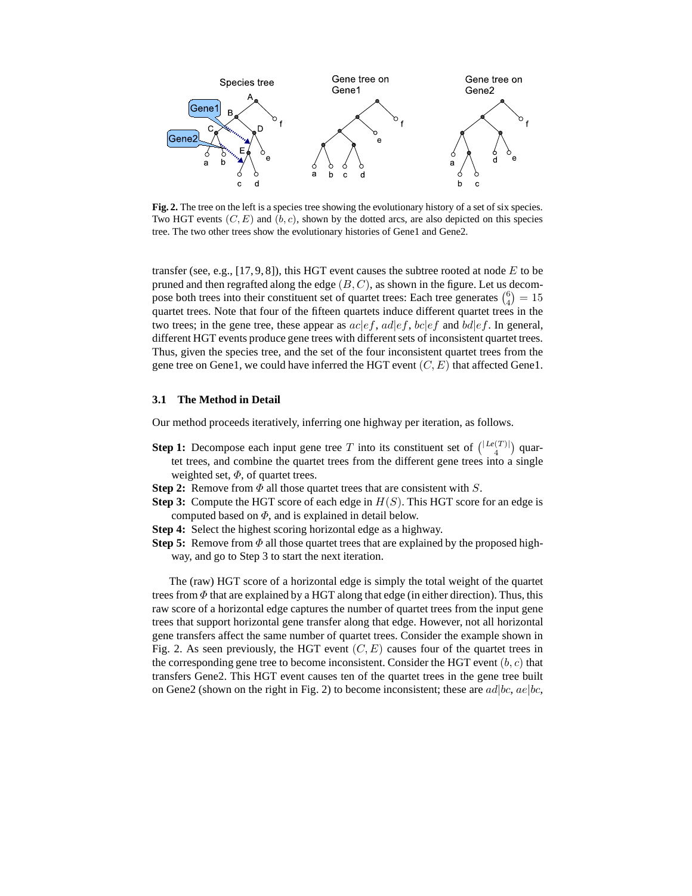**Fig. 2.** The tree on the left is a species tree showing the evolutionary history of a set of six species. Two HGT events $(C, E)$ and $(b, c)$, shown by the dotted arcs, are also depicted on this species tree. The two other trees show the evolutionary histories of Gene1 and Gene2.

transfer (see, e.g., [17, 9, 8]), this HGT event causes the subtree rooted at node $E$ to be pruned and then regrafted along the edge $(B, C)$, as shown in the figure. Let us decompose both trees into their constituent set of quartet trees: Each tree generates $\binom{6}{4} = 15$ quartet trees. Note that four of the fifteen quartets induce different quartet trees in the two trees; in the gene tree, these appear as $ac|ef$, $ad|ef$, $bc|ef$ and $bd|ef$. In general, different HGT events produce gene trees with different sets of inconsistent quartet trees. Thus, given the species tree, and the set of the four inconsistent quartet trees from the gene tree on Gene1, we could have inferred the HGT event $(C, E)$ that affected Gene1.

### 3.1 The Method in Detail

Our method proceeds iteratively, inferring one highway per iteration, as follows.

- **Step 1:** Decompose each input gene tree $T$ into its constituent set of $\binom{|Le(T)|}{4}$ quartet trees, and combine the quartet trees from the different gene trees into a single weighted set, $\Phi$, of quartet trees.
- **Step 2:** Remove from $\Phi$ all those quartet trees that are consistent with $S$.
- **Step 3:** Compute the HGT score of each edge in $H(S)$. This HGT score for an edge is computed based on $\Phi$, and is explained in detail below.
- **Step 4:** Select the highest scoring horizontal edge as a highway.
- **Step 5:** Remove from $\Phi$ all those quartet trees that are explained by the proposed highway, and go to Step 3 to start the next iteration.

The (raw) HGT score of a horizontal edge is simply the total weight of the quartet trees from $\Phi$ that are explained by a HGT along that edge (in either direction). Thus, this raw score of a horizontal edge captures the number of quartet trees from the input gene trees that support horizontal gene transfer along that edge. However, not all horizontal gene transfers affect the same number of quartet trees. Consider the example shown in Fig. 2. As seen previously, the HGT event $(C, E)$ causes four of the quartet trees in the corresponding gene tree to become inconsistent. Consider the HGT event $(b, c)$ that transfers Gene2. This HGT event causes ten of the quartet trees in the gene tree built on Gene2 (shown on the right in Fig. 2) to become inconsistent; these are $ad|bc$, $ae|bc$,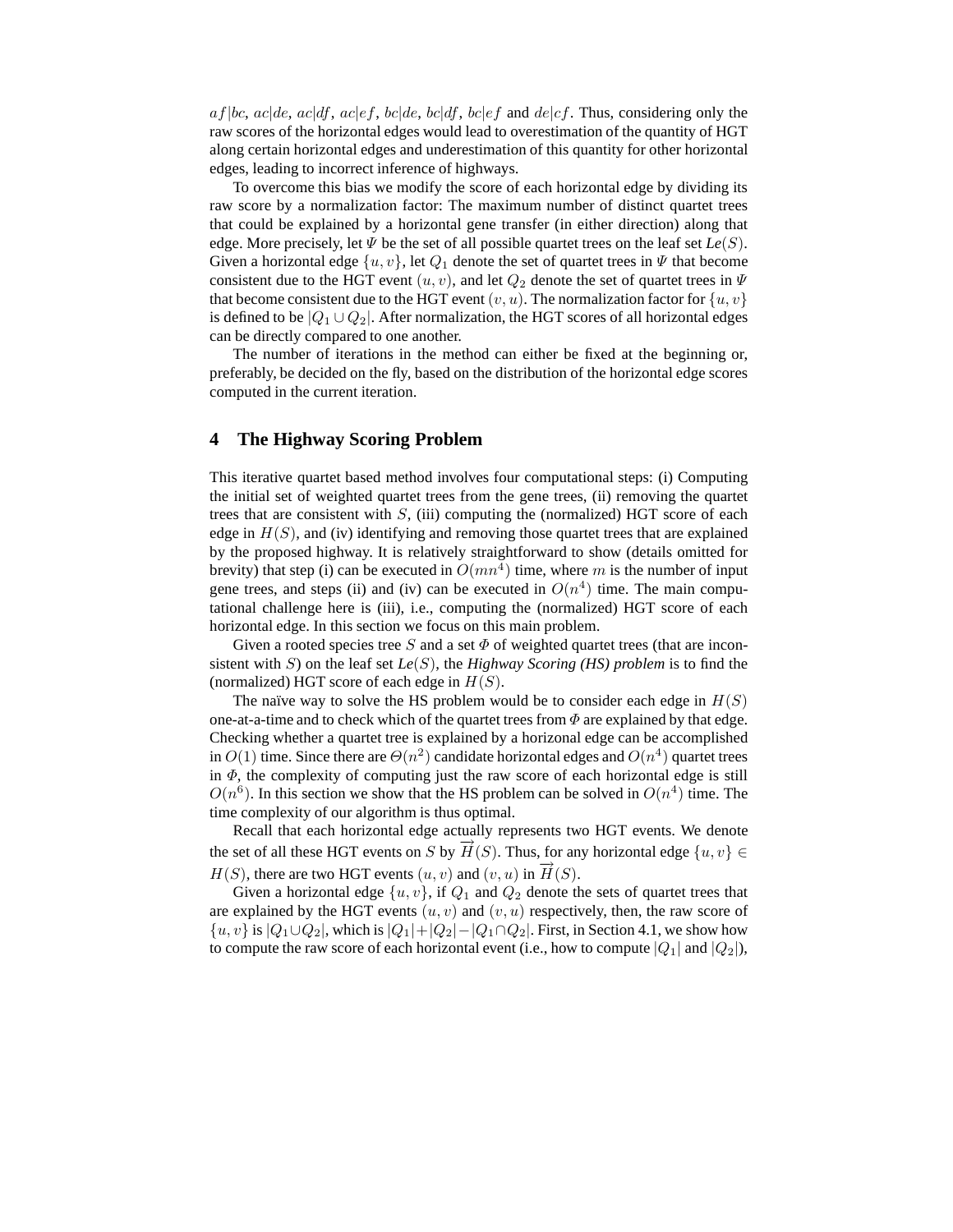$af|bc$, $ac|de$, $ac|df$, $ac|ef$, $bc|de$, $bc|df$, $bc|ef$ and $de|cf$. Thus, considering only the raw scores of the horizontal edges would lead to overestimation of the quantity of HGT along certain horizontal edges and underestimation of this quantity for other horizontal edges, leading to incorrect inference of highways.

To overcome this bias we modify the score of each horizontal edge by dividing its raw score by a normalization factor: The maximum number of distinct quartet trees that could be explained by a horizontal gene transfer (in either direction) along that edge. More precisely, let $\Psi$ be the set of all possible quartet trees on the leaf set $Le(S)$. Given a horizontal edge $\{u, v\}$, let $Q_1$ denote the set of quartet trees in $\Psi$ that become consistent due to the HGT event $(u, v)$, and let $Q_2$ denote the set of quartet trees in $\Psi$ that become consistent due to the HGT event $(v, u)$. The normalization factor for $\{u, v\}$ is defined to be $|Q_1 \cup Q_2|$. After normalization, the HGT scores of all horizontal edges can be directly compared to one another.

The number of iterations in the method can either be fixed at the beginning or, preferably, be decided on the fly, based on the distribution of the horizontal edge scores computed in the current iteration.

## 4 The Highway Scoring Problem

This iterative quartet based method involves four computational steps: (i) Computing the initial set of weighted quartet trees from the gene trees, (ii) removing the quartet trees that are consistent with $S$, (iii) computing the (normalized) HGT score of each edge in $H(S)$, and (iv) identifying and removing those quartet trees that are explained by the proposed highway. It is relatively straightforward to show (details omitted for brevity) that step (i) can be executed in $O(mn^4)$ time, where $m$ is the number of input gene trees, and steps (ii) and (iv) can be executed in $O(n^4)$ time. The main computational challenge here is (iii), i.e., computing the (normalized) HGT score of each horizontal edge. In this section we focus on this main problem.

Given a rooted species tree $S$ and a set $\Phi$ of weighted quartet trees (that are inconsistent with $S$) on the leaf set $Le(S)$, the *Highway Scoring (HS) problem* is to find the (normalized) HGT score of each edge in $H(S)$.

The naïve way to solve the HS problem would be to consider each edge in $H(S)$ one-at-a-time and to check which of the quartet trees from $\Phi$ are explained by that edge. Checking whether a quartet tree is explained by a horizonal edge can be accomplished in $O(1)$ time. Since there are $\Theta(n^2)$ candidate horizontal edges and $O(n^4)$ quartet trees in $\Phi$, the complexity of computing just the raw score of each horizontal edge is still $O(n^6)$. In this section we show that the HS problem can be solved in $O(n^4)$ time. The time complexity of our algorithm is thus optimal.

Recall that each horizontal edge actually represents two HGT events. We denote the set of all these HGT events on $S$ by $\overrightarrow{H}(S)$. Thus, for any horizontal edge $\{u, v\} \in H(S)$, there are two HGT events $(u, v)$ and $(v, u)$ in $\overrightarrow{H}(S)$.

Given a horizontal edge $\{u, v\}$, if $Q_1$ and $Q_2$ denote the sets of quartet trees that are explained by the HGT events $(u, v)$ and $(v, u)$ respectively, then, the raw score of $\{u, v\}$ is $|Q_1 \cup Q_2|$, which is $|Q_1| + |Q_2| - |Q_1 \cap Q_2|$. First, in Section 4.1, we show how to compute the raw score of each horizontal event (i.e., how to compute $|Q_1|$ and $|Q_2|$),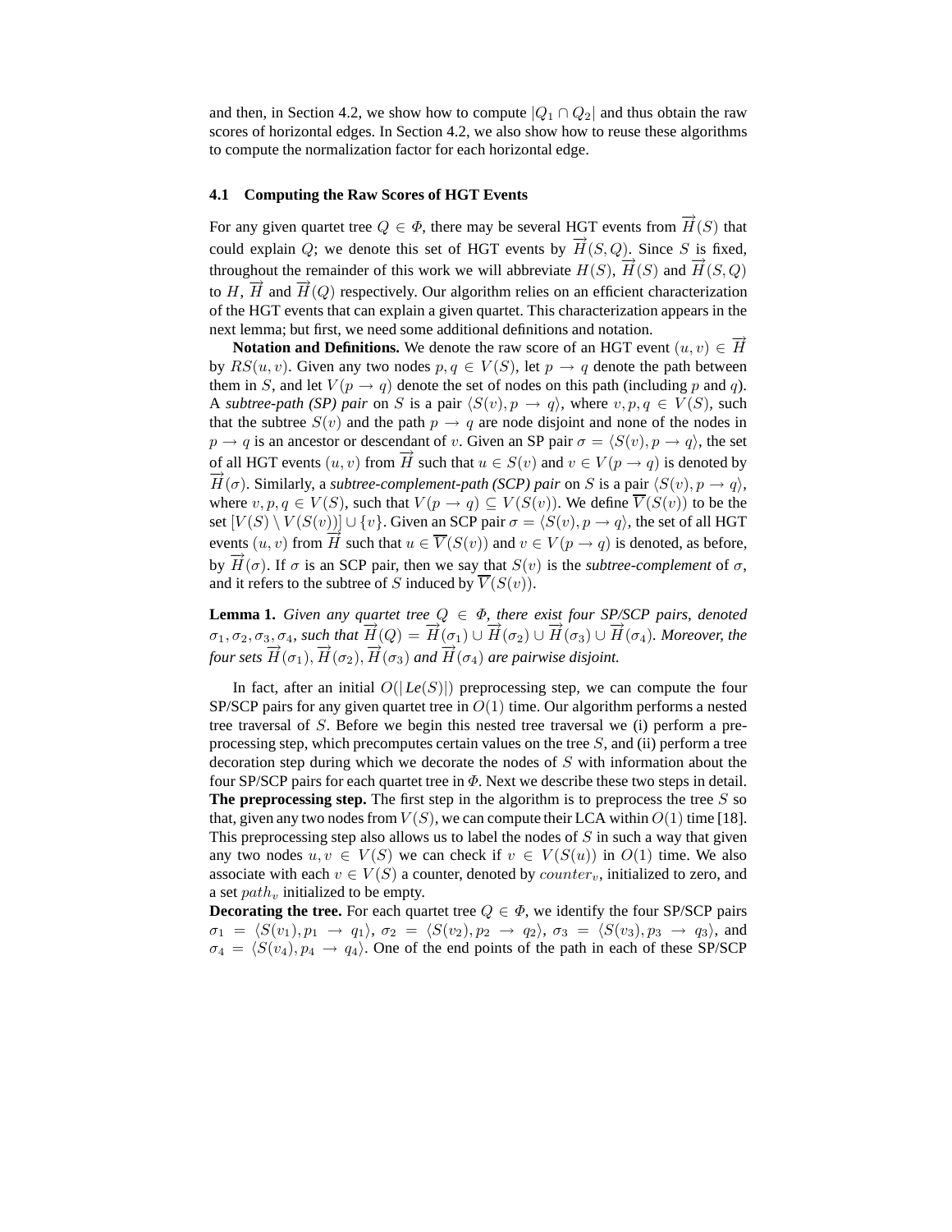and then, in Section 4.2, we show how to compute $|Q_1 \cap Q_2|$ and thus obtain the raw scores of horizontal edges. In Section 4.2, we also show how to reuse these algorithms to compute the normalization factor for each horizontal edge.

### 4.1 Computing the Raw Scores of HGT Events

For any given quartet tree $Q \in \Phi$, there may be several HGT events from $\overrightarrow{H}(S)$ that could explain $Q$; we denote this set of HGT events by $\overrightarrow{H}(S, Q)$. Since $S$ is fixed, throughout the remainder of this work we will abbreviate $H(S)$, $\overrightarrow{H}(S)$ and $\overrightarrow{H}(S, Q)$ to $H$, $\overrightarrow{H}$ and $\overrightarrow{H}(Q)$ respectively. Our algorithm relies on an efficient characterization of the HGT events that can explain a given quartet. This characterization appears in the next lemma; but first, we need some additional definitions and notation.

**Notation and Definitions.** We denote the raw score of an HGT event $(u, v) \in \overrightarrow{H}$ by $RS(u, v)$. Given any two nodes $p, q \in V(S)$, let $p \rightarrow q$ denote the path between them in $S$, and let $V(p \rightarrow q)$ denote the set of nodes on this path (including $p$ and $q$). A *subtree-path (SP) pair* on $S$ is a pair $\langle S(v), p \rightarrow q \rangle$, where $v, p, q \in V(S)$, such that the subtree $S(v)$ and the path $p \rightarrow q$ are node disjoint and none of the nodes in $p \rightarrow q$ is an ancestor or descendant of $v$. Given an SP pair $\sigma = \langle S(v), p \rightarrow q \rangle$, the set of all HGT events $(u, v)$ from $\overrightarrow{H}$ such that $u \in S(v)$ and $v \in V(p \rightarrow q)$ is denoted by $\overrightarrow{H}(\sigma)$. Similarly, a *subtree-complement-path (SCP) pair* on $S$ is a pair $\langle S(v), p \rightarrow q \rangle$, where $v, p, q \in V(S)$, such that $V(p \rightarrow q) \subseteq V(S(v))$. We define $\overline{V}(S(v))$ to be the set $[V(S) \setminus V(S(v))] \cup \{v\}$. Given an SCP pair $\sigma = \langle S(v), p \rightarrow q \rangle$, the set of all HGT events $(u, v)$ from $\overrightarrow{H}$ such that $u \in \overline{V}(S(v))$ and $v \in V(p \rightarrow q)$ is denoted, as before, by $\overrightarrow{H}(\sigma)$. If $\sigma$ is an SCP pair, then we say that $S(v)$ is the *subtree-complement* of $\sigma$, and it refers to the subtree of $S$ induced by $\overline{V}(S(v))$.

**Lemma 1.** *Given any quartet tree $Q \in \Phi$, there exist four SP/SCP pairs, denoted $\sigma_1, \sigma_2, \sigma_3, \sigma_4$, such that $\overrightarrow{H}(Q) = \overrightarrow{H}(\sigma_1) \cup \overrightarrow{H}(\sigma_2) \cup \overrightarrow{H}(\sigma_3) \cup \overrightarrow{H}(\sigma_4)$. Moreover, the four sets $\overrightarrow{H}(\sigma_1), \overrightarrow{H}(\sigma_2), \overrightarrow{H}(\sigma_3)$ and $\overrightarrow{H}(\sigma_4)$ are pairwise disjoint.*

In fact, after an initial $O(|Le(S)|)$ preprocessing step, we can compute the four SP/SCP pairs for any given quartet tree in $O(1)$ time. Our algorithm performs a nested tree traversal of $S$. Before we begin this nested tree traversal we (i) perform a preprocessing step, which precomputes certain values on the tree $S$, and (ii) perform a tree decoration step during which we decorate the nodes of $S$ with information about the four SP/SCP pairs for each quartet tree in $\Phi$. Next we describe these two steps in detail.

**The preprocessing step.** The first step in the algorithm is to preprocess the tree $S$ so that, given any two nodes from $V(S)$, we can compute their LCA within $O(1)$ time [18]. This preprocessing step also allows us to label the nodes of $S$ in such a way that given any two nodes $u, v \in V(S)$ we can check if $v \in V(S(u))$ in $O(1)$ time. We also associate with each $v \in V(S)$ a counter, denoted by $counter_v$, initialized to zero, and a set $path_v$ initialized to be empty.

**Decorating the tree.** For each quartet tree $Q \in \Phi$, we identify the four SP/SCP pairs $\sigma_1 = \langle S(v_1), p_1 \rightarrow q_1 \rangle$, $\sigma_2 = \langle S(v_2), p_2 \rightarrow q_2 \rangle$, $\sigma_3 = \langle S(v_3), p_3 \rightarrow q_3 \rangle$, and $\sigma_4 = \langle S(v_4), p_4 \rightarrow q_4 \rangle$. One of the end points of the path in each of these SP/SCP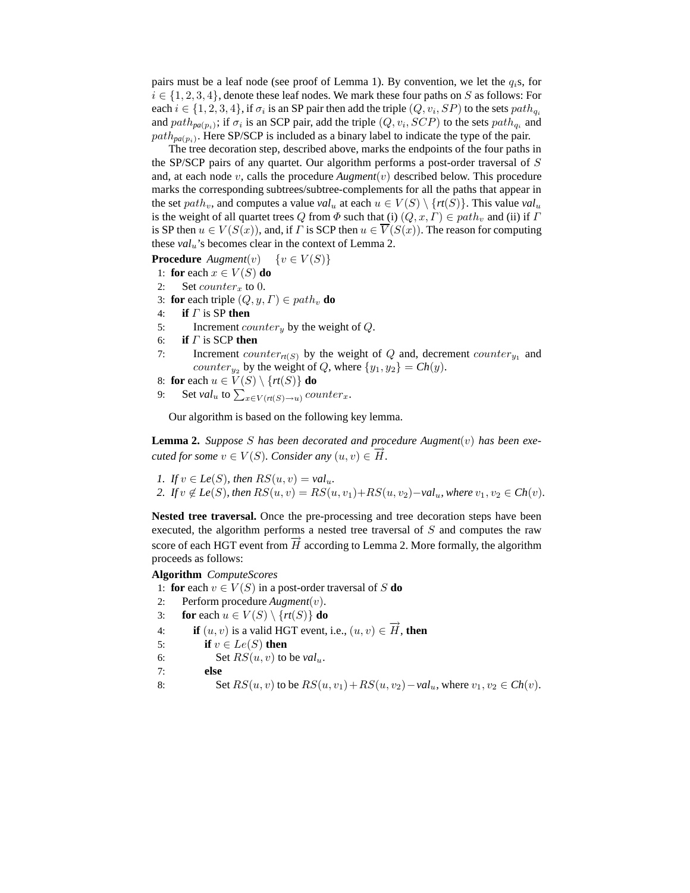pairs must be a leaf node (see proof of Lemma 1). By convention, we let the $q_i$s, for $i \in \{1, 2, 3, 4\}$, denote these leaf nodes. We mark these four paths on $S$ as follows: For each $i \in \{1, 2, 3, 4\}$, if $\sigma_i$ is an SP pair then add the triple $(Q, v_i, SP)$ to the sets $path_{q_i}$ and $path_{pa(p_i)}$; if $\sigma_i$ is an SCP pair, add the triple $(Q, v_i, SCP)$ to the sets $path_{q_i}$ and $path_{pa(p_i)}$. Here SP/SCP is included as a binary label to indicate the type of the pair.

The tree decoration step, described above, marks the endpoints of the four paths in the SP/SCP pairs of any quartet. Our algorithm performs a post-order traversal of $S$ and, at each node $v$, calls the procedure *Augment*$(v)$ described below. This procedure marks the corresponding subtrees/subtree-complements for all the paths that appear in the set $path_v$, and computes a value $val_u$ at each $u \in V(S) \setminus \{rt(S)\}$. This value $val_u$ is the weight of all quartet trees $Q$ from $\Phi$ such that (i) $(Q, x, \Gamma) \in path_v$ and (ii) if $\Gamma$ is SP then $u \in V(S(x))$, and, if $\Gamma$ is SCP then $u \in \overline{V}(S(x))$. The reason for computing these $val_u$'s becomes clear in the context of Lemma 2.

**Procedure** *Augment*$(v)$ $\quad \{v \in V(S)\}$

1: **for** each $x \in V(S)$ **do**
2: $\quad$ Set $counter_x$ to 0.
3: **for** each triple $(Q, y, \Gamma) \in path_v$ **do**
4: $\quad$ **if** $\Gamma$ is SP **then**
5: $\quad\quad$ Increment $counter_y$ by the weight of $Q$.
6: $\quad$ **if** $\Gamma$ is SCP **then**
7: $\quad\quad$ Increment $counter_{rt(S)}$ by the weight of $Q$ and, decrement $counter_{y_1}$ and $counter_{y_2}$ by the weight of $Q$, where $\{y_1, y_2\} = Ch(y)$.
8: **for** each $u \in V(S) \setminus \{rt(S)\}$ **do**
9: $\quad$ Set $val_u$ to $\sum_{x \in V(rt(S) \to u)} counter_x$.

Our algorithm is based on the following key lemma.

**Lemma 2.** *Suppose $S$ has been decorated and procedure Augment$(v)$ has been executed for some $v \in V(S)$. Consider any $(u, v) \in \overrightarrow{H}$.*

1. *If $v \in Le(S)$, then $RS(u, v) = val_u$.*
2. *If $v \notin Le(S)$, then $RS(u, v) = RS(u, v_1) + RS(u, v_2) - val_u$, where $v_1, v_2 \in Ch(v)$.*

**Nested tree traversal.** Once the pre-processing and tree decoration steps have been executed, the algorithm performs a nested tree traversal of $S$ and computes the raw score of each HGT event from $\overrightarrow{H}$ according to Lemma 2. More formally, the algorithm proceeds as follows:

**Algorithm** *ComputeScores*

1: **for** each $v \in V(S)$ in a post-order traversal of $S$ **do**
2: $\quad$ Perform procedure *Augment*$(v)$.
3: $\quad$ **for** each $u \in V(S) \setminus \{rt(S)\}$ **do**
4: $\quad\quad$ **if** $(u, v)$ is a valid HGT event, i.e., $(u, v) \in \overrightarrow{H}$, **then**
5: $\quad\quad\quad$ **if** $v \in Le(S)$ **then**
6: $\quad\quad\quad\quad$ Set $RS(u, v)$ to be $val_u$.
7: $\quad\quad\quad$ **else**
8: $\quad\quad\quad\quad$ Set $RS(u, v)$ to be $RS(u, v_1) + RS(u, v_2) - val_u$, where $v_1, v_2 \in Ch(v)$.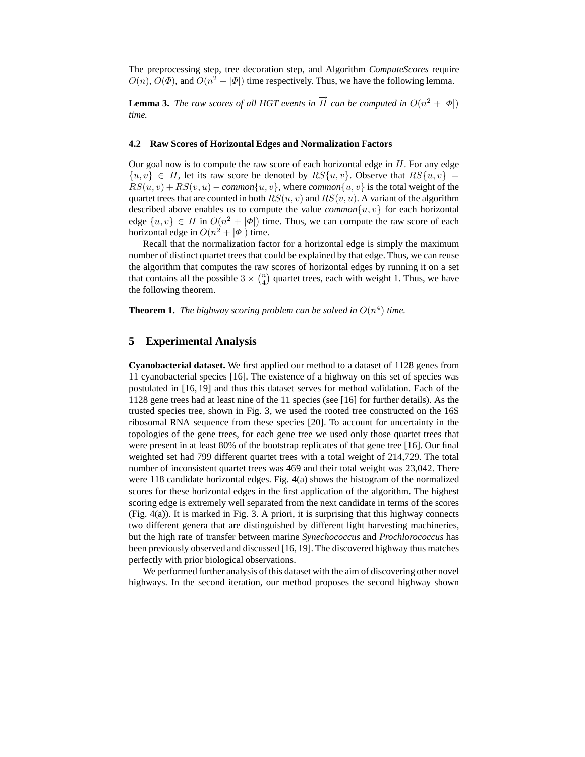The preprocessing step, tree decoration step, and Algorithm *ComputeScores* require $O(n)$, $O(\Phi)$, and $O(n^2 + |\Phi|)$ time respectively. Thus, we have the following lemma.

**Lemma 3.** *The raw scores of all HGT events in $\overrightarrow{H}$ can be computed in $O(n^2 + |\Phi|)$ time.*

### 4.2 Raw Scores of Horizontal Edges and Normalization Factors

Our goal now is to compute the raw score of each horizontal edge in $H$. For any edge $\{u, v\} \in H$, let its raw score be denoted by $RS\{u, v\}$. Observe that $RS\{u, v\} = RS(u, v) + RS(v, u) - \textit{common}\{u, v\}$, where $\textit{common}\{u, v\}$ is the total weight of the quartet trees that are counted in both $RS(u, v)$ and $RS(v, u)$. A variant of the algorithm described above enables us to compute the value $\textit{common}\{u, v\}$ for each horizontal edge $\{u, v\} \in H$ in $O(n^2 + |\Phi|)$ time. Thus, we can compute the raw score of each horizontal edge in $O(n^2 + |\Phi|)$ time.

Recall that the normalization factor for a horizontal edge is simply the maximum number of distinct quartet trees that could be explained by that edge. Thus, we can reuse the algorithm that computes the raw scores of horizontal edges by running it on a set that contains all the possible $3 \times \binom{n}{4}$ quartet trees, each with weight 1. Thus, we have the following theorem.

**Theorem 1.** *The highway scoring problem can be solved in $O(n^4)$ time.*

## 5 Experimental Analysis

**Cyanobacterial dataset.** We first applied our method to a dataset of 1128 genes from 11 cyanobacterial species [16]. The existence of a highway on this set of species was postulated in [16, 19] and thus this dataset serves for method validation. Each of the 1128 gene trees had at least nine of the 11 species (see [16] for further details). As the trusted species tree, shown in Fig. 3, we used the rooted tree constructed on the 16S ribosomal RNA sequence from these species [20]. To account for uncertainty in the topologies of the gene trees, for each gene tree we used only those quartet trees that were present in at least 80% of the bootstrap replicates of that gene tree [16]. Our final weighted set had 799 different quartet trees with a total weight of 214,729. The total number of inconsistent quartet trees was 469 and their total weight was 23,042. There were 118 candidate horizontal edges. Fig. 4(a) shows the histogram of the normalized scores for these horizontal edges in the first application of the algorithm. The highest scoring edge is extremely well separated from the next candidate in terms of the scores (Fig. 4(a)). It is marked in Fig. 3. A priori, it is surprising that this highway connects two different genera that are distinguished by different light harvesting machineries, but the high rate of transfer between marine *Synechococcus* and *Prochlorococcus* has been previously observed and discussed [16, 19]. The discovered highway thus matches perfectly with prior biological observations.

We performed further analysis of this dataset with the aim of discovering other novel highways. In the second iteration, our method proposes the second highway shown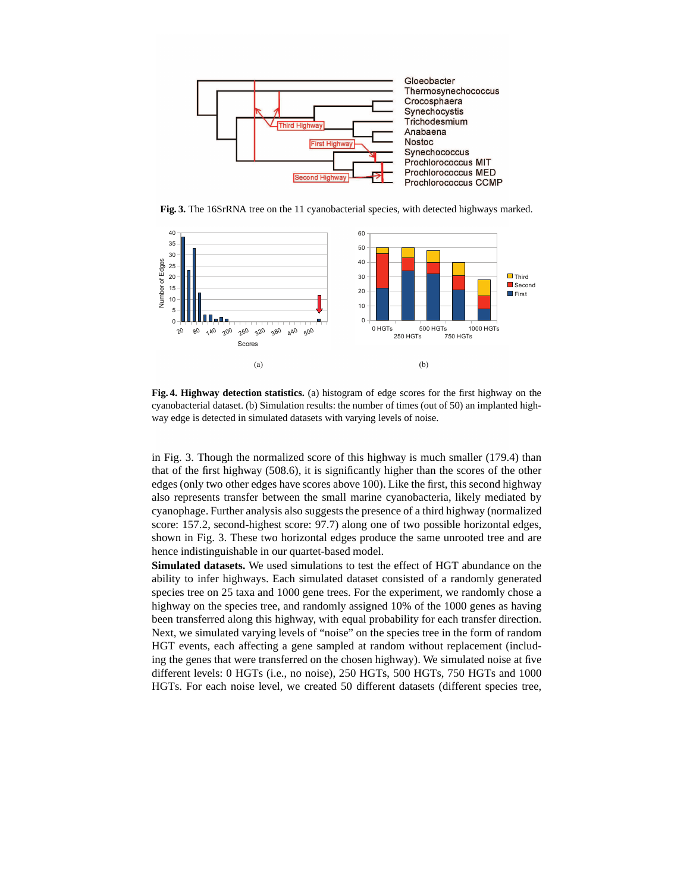**Fig. 3.** The 16SrRNA tree on the 11 cyanobacterial species, with detected highways marked.

**Fig. 4. Highway detection statistics.** (a) histogram of edge scores for the first highway on the cyanobacterial dataset. (b) Simulation results: the number of times (out of 50) an implanted highway edge is detected in simulated datasets with varying levels of noise.

in Fig. 3. Though the normalized score of this highway is much smaller (179.4) than that of the first highway (508.6), it is significantly higher than the scores of the other edges (only two other edges have scores above 100). Like the first, this second highway also represents transfer between the small marine cyanobacteria, likely mediated by cyanophage. Further analysis also suggests the presence of a third highway (normalized score: 157.2, second-highest score: 97.7) along one of two possible horizontal edges, shown in Fig. 3. These two horizontal edges produce the same unrooted tree and are hence indistinguishable in our quartet-based model.

**Simulated datasets.** We used simulations to test the effect of HGT abundance on the ability to infer highways. Each simulated dataset consisted of a randomly generated species tree on 25 taxa and 1000 gene trees. For the experiment, we randomly chose a highway on the species tree, and randomly assigned 10% of the 1000 genes as having been transferred along this highway, with equal probability for each transfer direction. Next, we simulated varying levels of "noise" on the species tree in the form of random HGT events, each affecting a gene sampled at random without replacement (including the genes that were transferred on the chosen highway). We simulated noise at five different levels: 0 HGTs (i.e., no noise), 250 HGTs, 500 HGTs, 750 HGTs and 1000 HGTs. For each noise level, we created 50 different datasets (different species tree,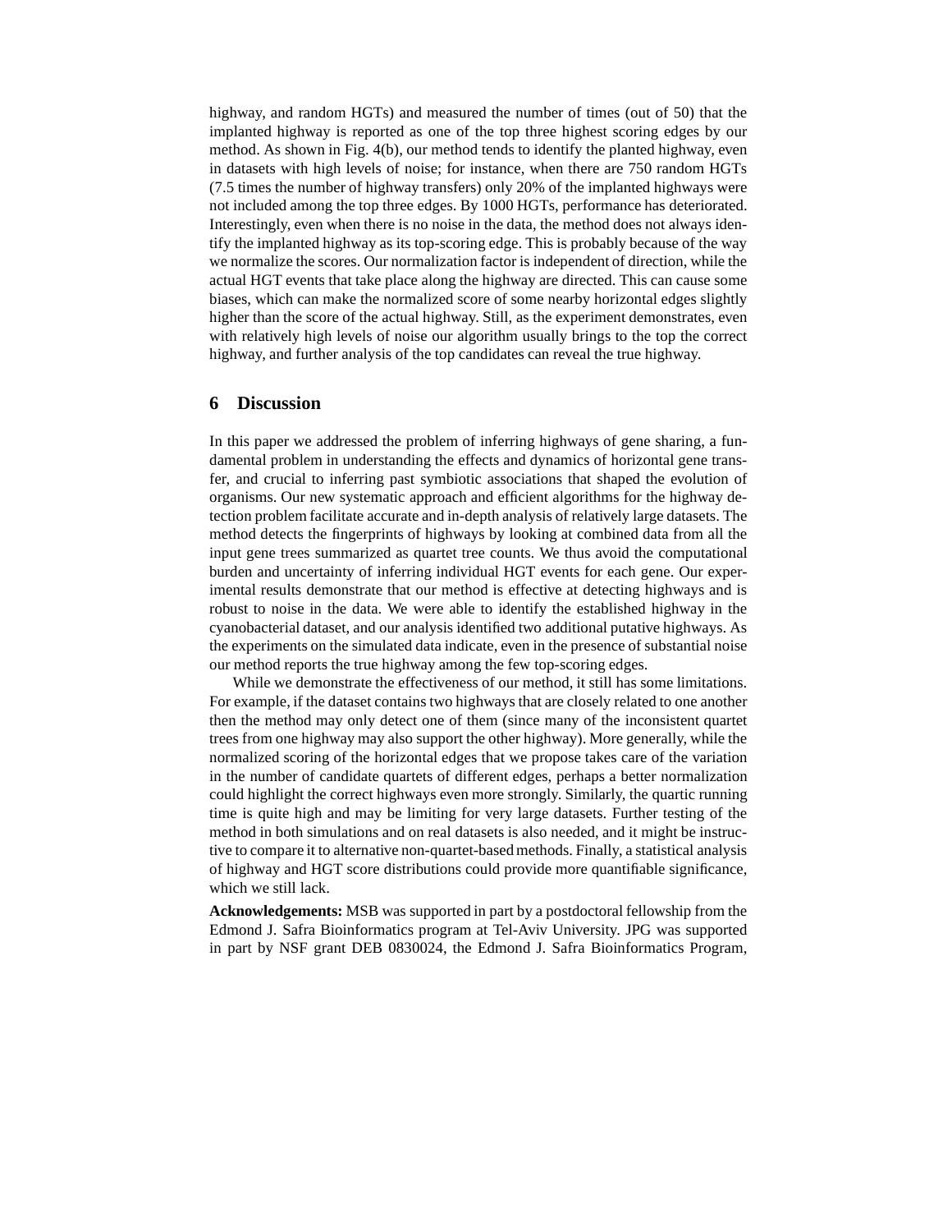highway, and random HGTs) and measured the number of times (out of 50) that the implanted highway is reported as one of the top three highest scoring edges by our method. As shown in Fig. 4(b), our method tends to identify the planted highway, even in datasets with high levels of noise; for instance, when there are 750 random HGTs (7.5 times the number of highway transfers) only 20% of the implanted highways were not included among the top three edges. By 1000 HGTs, performance has deteriorated. Interestingly, even when there is no noise in the data, the method does not always identify the implanted highway as its top-scoring edge. This is probably because of the way we normalize the scores. Our normalization factor is independent of direction, while the actual HGT events that take place along the highway are directed. This can cause some biases, which can make the normalized score of some nearby horizontal edges slightly higher than the score of the actual highway. Still, as the experiment demonstrates, even with relatively high levels of noise our algorithm usually brings to the top the correct highway, and further analysis of the top candidates can reveal the true highway.

## 6 Discussion

In this paper we addressed the problem of inferring highways of gene sharing, a fundamental problem in understanding the effects and dynamics of horizontal gene transfer, and crucial to inferring past symbiotic associations that shaped the evolution of organisms. Our new systematic approach and efficient algorithms for the highway detection problem facilitate accurate and in-depth analysis of relatively large datasets. The method detects the fingerprints of highways by looking at combined data from all the input gene trees summarized as quartet tree counts. We thus avoid the computational burden and uncertainty of inferring individual HGT events for each gene. Our experimental results demonstrate that our method is effective at detecting highways and is robust to noise in the data. We were able to identify the established highway in the cyanobacterial dataset, and our analysis identified two additional putative highways. As the experiments on the simulated data indicate, even in the presence of substantial noise our method reports the true highway among the few top-scoring edges.

While we demonstrate the effectiveness of our method, it still has some limitations. For example, if the dataset contains two highways that are closely related to one another then the method may only detect one of them (since many of the inconsistent quartet trees from one highway may also support the other highway). More generally, while the normalized scoring of the horizontal edges that we propose takes care of the variation in the number of candidate quartets of different edges, perhaps a better normalization could highlight the correct highways even more strongly. Similarly, the quartic running time is quite high and may be limiting for very large datasets. Further testing of the method in both simulations and on real datasets is also needed, and it might be instructive to compare it to alternative non-quartet-based methods. Finally, a statistical analysis of highway and HGT score distributions could provide more quantifiable significance, which we still lack.

**Acknowledgements:** MSB was supported in part by a postdoctoral fellowship from the Edmond J. Safra Bioinformatics program at Tel-Aviv University. JPG was supported in part by NSF grant DEB 0830024, the Edmond J. Safra Bioinformatics Program,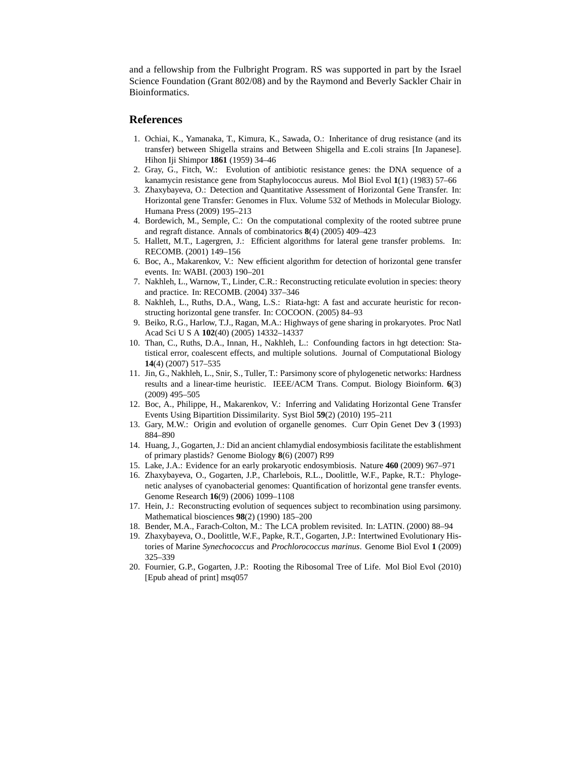and a fellowship from the Fulbright Program. RS was supported in part by the Israel Science Foundation (Grant 802/08) and by the Raymond and Beverly Sackler Chair in Bioinformatics.

## References

1. Ochiai, K., Yamanaka, T., Kimura, K., Sawada, O.: Inheritance of drug resistance (and its transfer) between Shigella strains and Between Shigella and E.coli strains [In Japanese]. Hihon Iji Shimpor **1861** (1959) 34–46
2. Gray, G., Fitch, W.: Evolution of antibiotic resistance genes: the DNA sequence of a kanamycin resistance gene from Staphylococcus aureus. Mol Biol Evol **1**(1) (1983) 57–66
3. Zhaxybayeva, O.: Detection and Quantitative Assessment of Horizontal Gene Transfer. In: Horizontal gene Transfer: Genomes in Flux. Volume 532 of Methods in Molecular Biology. Humana Press (2009) 195–213
4. Bordewich, M., Semple, C.: On the computational complexity of the rooted subtree prune and regraft distance. Annals of combinatorics **8**(4) (2005) 409–423
5. Hallett, M.T., Lagergren, J.: Efficient algorithms for lateral gene transfer problems. In: RECOMB. (2001) 149–156
6. Boc, A., Makarenkov, V.: New efficient algorithm for detection of horizontal gene transfer events. In: WABI. (2003) 190–201
7. Nakhleh, L., Warnow, T., Linder, C.R.: Reconstructing reticulate evolution in species: theory and practice. In: RECOMB. (2004) 337–346
8. Nakhleh, L., Ruths, D.A., Wang, L.S.: Riata-hgt: A fast and accurate heuristic for reconstructing horizontal gene transfer. In: COCOON. (2005) 84–93
9. Beiko, R.G., Harlow, T.J., Ragan, M.A.: Highways of gene sharing in prokaryotes. Proc Natl Acad Sci U S A **102**(40) (2005) 14332–14337
10. Than, C., Ruths, D.A., Innan, H., Nakhleh, L.: Confounding factors in hgt detection: Statistical error, coalescent effects, and multiple solutions. Journal of Computational Biology **14**(4) (2007) 517–535
11. Jin, G., Nakhleh, L., Snir, S., Tuller, T.: Parsimony score of phylogenetic networks: Hardness results and a linear-time heuristic. IEEE/ACM Trans. Comput. Biology Bioinform. **6**(3) (2009) 495–505
12. Boc, A., Philippe, H., Makarenkov, V.: Inferring and Validating Horizontal Gene Transfer Events Using Bipartition Dissimilarity. Syst Biol **59**(2) (2010) 195–211
13. Gary, M.W.: Origin and evolution of organelle genomes. Curr Opin Genet Dev **3** (1993) 884–890
14. Huang, J., Gogarten, J.: Did an ancient chlamydial endosymbiosis facilitate the establishment of primary plastids? Genome Biology **8**(6) (2007) R99
15. Lake, J.A.: Evidence for an early prokaryotic endosymbiosis. Nature **460** (2009) 967–971
16. Zhaxybayeva, O., Gogarten, J.P., Charlebois, R.L., Doolittle, W.F., Papke, R.T.: Phylogenetic analyses of cyanobacterial genomes: Quantification of horizontal gene transfer events. Genome Research **16**(9) (2006) 1099–1108
17. Hein, J.: Reconstructing evolution of sequences subject to recombination using parsimony. Mathematical biosciences **98**(2) (1990) 185–200
18. Bender, M.A., Farach-Colton, M.: The LCA problem revisited. In: LATIN. (2000) 88–94
19. Zhaxybayeva, O., Doolittle, W.F., Papke, R.T., Gogarten, J.P.: Intertwined Evolutionary Histories of Marine *Synechococcus* and *Prochlorococcus marinus*. Genome Biol Evol **1** (2009) 325–339
20. Fournier, G.P., Gogarten, J.P.: Rooting the Ribosomal Tree of Life. Mol Biol Evol (2010) [Epub ahead of print] msq057